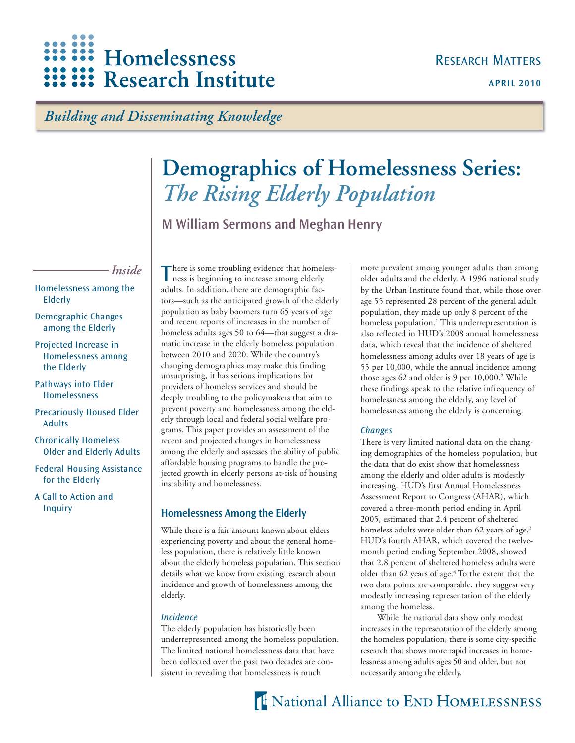# Homelessness Research Institute

RESEARCH MATTERS

APRIL 2010

*Building and Disseminating Knowledge*

# Demographics of Homelessness Series: *The Rising Elderly Population*

## M William Sermons and Meghan Henry

*Inside*

- Homelessness among the Elderly
- Demographic Changes among the Elderly
- Projected Increase in Homelessness among the Elderly
- Pathways into Elder Homelessness
- Precariously Housed Elder Adults
- Chronically Homeless Older and Elderly Adults
- Federal Housing Assistance for the Elderly
- A Call to Action and Inquiry

There is some troubling evidence that homelessness is beginning to increase among elderly adults. In addition, there are demographic factors—such as the anticipated growth of the elderly population as baby boomers turn 65 years of age and recent reports of increases in the number of homeless adults ages 50 to 64—that suggest a dramatic increase in the elderly homeless population between 2010 and 2020. While the country's changing demographics may make this finding unsurprising, it has serious implications for providers of homeless services and should be deeply troubling to the policymakers that aim to prevent poverty and homelessness among the elderly through local and federal social welfare programs. This paper provides an assessment of the recent and projected changes in homelessness among the elderly and assesses the ability of public affordable housing programs to handle the projected growth in elderly persons at-risk of housing instability and homelessness.

## Homelessness Among the Elderly

While there is a fair amount known about elders experiencing poverty and about the general homeless population, there is relatively little known about the elderly homeless population. This section details what we know from existing research about incidence and growth of homelessness among the elderly.

### *Incidence*

The elderly population has historically been underrepresented among the homeless population. The limited national homelessness data that have been collected over the past two decades are consistent in revealing that homelessness is much more prevalent among younger adults than among older adults and the elderly. A 1996 national study by the Urban Institute found that, while those over age 55 represented 28 percent of the general adult population, they made up only 8 percent of the homeless population.[1] This underrepresentation is also reflected in HUD's 2008 annual homelessness data, which reveal that the incidence of sheltered homelessness among adults over 18 years of age is 55 per 10,000, while the annual incidence among those ages 62 and older is 9 per 10,000.[2] While these findings speak to the relative infrequency of homelessness among the elderly, any level of homelessness among the elderly is concerning.

### *Changes*

There is very limited national data on the changing demographics of the homeless population, but the data that do exist show that homelessness among the elderly and older adults is modestly increasing. HUD's first Annual Homelessness Assessment Report to Congress (AHAR), which covered a three-month period ending in April 2005, estimated that 2.4 percent of sheltered homeless adults were older than 62 years of age.[3] HUD's fourth AHAR, which covered the twelve-month period ending September 2008, showed that 2.8 percent of sheltered homeless adults were older than 62 years of age.[4] To the extent that the two data points are comparable, they suggest very modestly increasing representation of the elderly among the homeless.

While the national data show only modest increases in the representation of the elderly among the homeless population, there is some city-specific research that shows more rapid increases in homelessness among adults ages 50 and older, but not necessarily among the elderly.

National Alliance to End Homelessness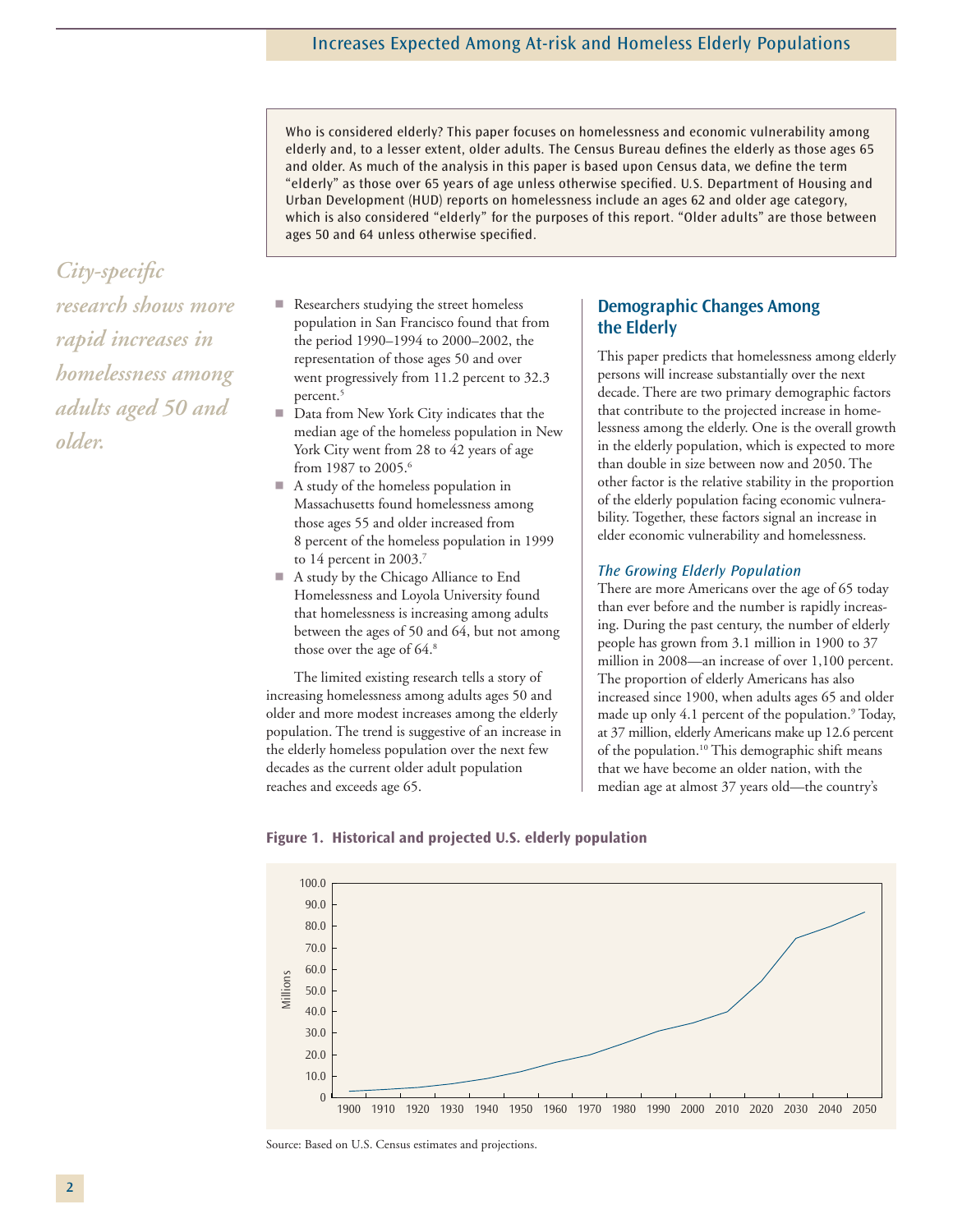Who is considered elderly? This paper focuses on homelessness and economic vulnerability among elderly and, to a lesser extent, older adults. The Census Bureau defines the elderly as those ages 65 and older. As much of the analysis in this paper is based upon Census data, we define the term "elderly" as those over 65 years of age unless otherwise specified. U.S. Department of Housing and Urban Development (HUD) reports on homelessness include an ages 62 and older age category, which is also considered "elderly" for the purposes of this report. "Older adults" are those between ages 50 and 64 unless otherwise specified.

*City-specific research shows more rapid increases in homelessness among adults aged 50 and older.*

- Researchers studying the street homeless population in San Francisco found that from the period 1990–1994 to 2000–2002, the representation of those ages 50 and over went progressively from 11.2 percent to 32.3 percent.[5]
- Data from New York City indicates that the median age of the homeless population in New York City went from 28 to 42 years of age from 1987 to 2005.[6]
- A study of the homeless population in Massachusetts found homelessness among those ages 55 and older increased from 8 percent of the homeless population in 1999 to 14 percent in 2003.[7]
- A study by the Chicago Alliance to End Homelessness and Loyola University found that homelessness is increasing among adults between the ages of 50 and 64, but not among those over the age of 64.[8]

The limited existing research tells a story of increasing homelessness among adults ages 50 and older and more modest increases among the elderly population. The trend is suggestive of an increase in the elderly homeless population over the next few decades as the current older adult population reaches and exceeds age 65.

## Demographic Changes Among the Elderly

This paper predicts that homelessness among elderly persons will increase substantially over the next decade. There are two primary demographic factors that contribute to the projected increase in homelessness among the elderly. One is the overall growth in the elderly population, which is expected to more than double in size between now and 2050. The other factor is the relative stability in the proportion of the elderly population facing economic vulnerability. Together, these factors signal an increase in elder economic vulnerability and homelessness.

### *The Growing Elderly Population*

There are more Americans over the age of 65 today than ever before and the number is rapidly increasing. During the past century, the number of elderly people has grown from 3.1 million in 1900 to 37 million in 2008—an increase of over 1,100 percent. The proportion of elderly Americans has also increased since 1900, when adults ages 65 and older made up only 4.1 percent of the population.[9] Today, at 37 million, elderly Americans make up 12.6 percent of the population.[10] This demographic shift means that we have become an older nation, with the median age at almost 37 years old—the country's

**Figure 1. Historical and projected U.S. elderly population**

Source: Based on U.S. Census estimates and projections.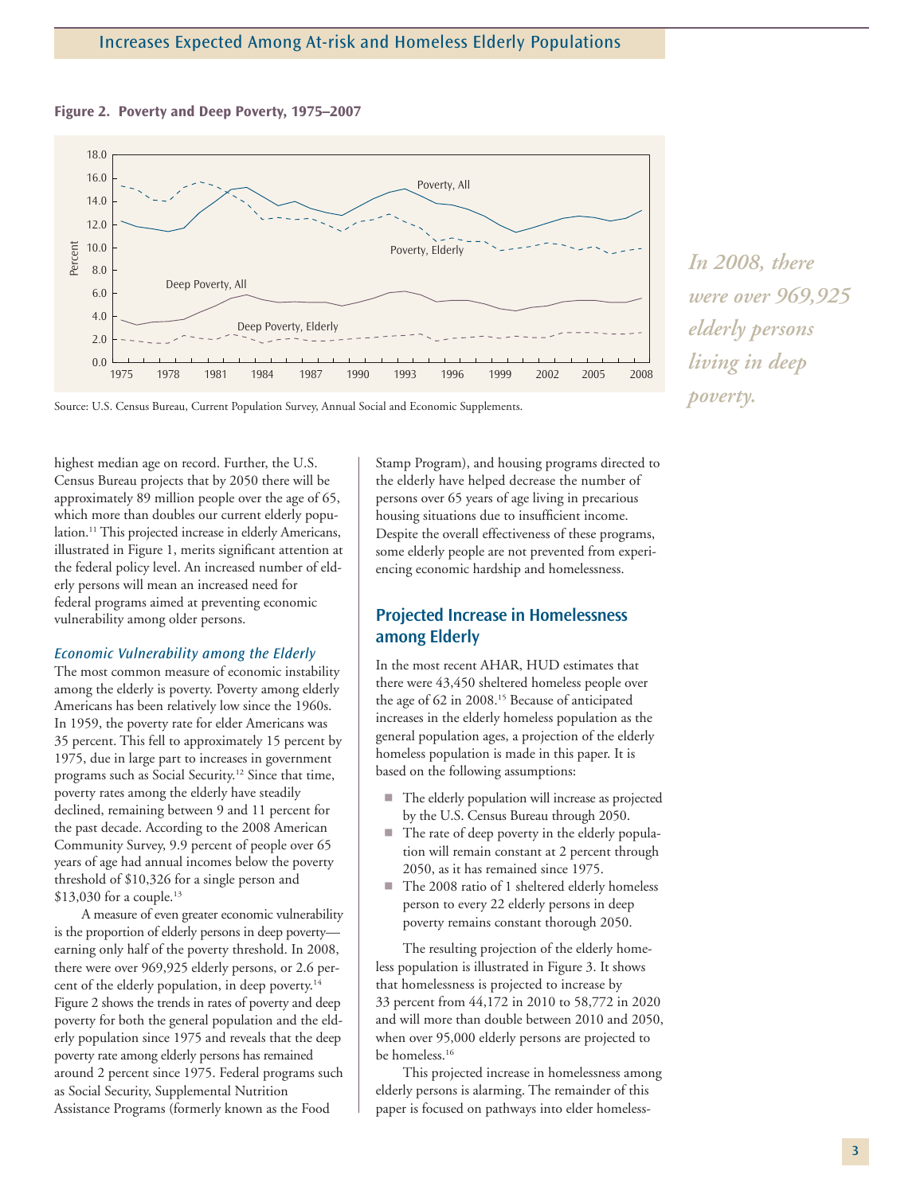**Figure 2. Poverty and Deep Poverty, 1975–2007**

Source: U.S. Census Bureau, Current Population Survey, Annual Social and Economic Supplements.

*In 2008, there were over 969,925 elderly persons living in deep poverty.*

highest median age on record. Further, the U.S. Census Bureau projects that by 2050 there will be approximately 89 million people over the age of 65, which more than doubles our current elderly population.[11] This projected increase in elderly Americans, illustrated in Figure 1, merits significant attention at the federal policy level. An increased number of elderly persons will mean an increased need for federal programs aimed at preventing economic vulnerability among older persons.

### *Economic Vulnerability among the Elderly*

The most common measure of economic instability among the elderly is poverty. Poverty among elderly Americans has been relatively low since the 1960s. In 1959, the poverty rate for elder Americans was 35 percent. This fell to approximately 15 percent by 1975, due in large part to increases in government programs such as Social Security.[12] Since that time, poverty rates among the elderly have steadily declined, remaining between 9 and 11 percent for the past decade. According to the 2008 American Community Survey, 9.9 percent of people over 65 years of age had annual incomes below the poverty threshold of $10,326 for a single person and $13,030 for a couple.[13]

A measure of even greater economic vulnerability is the proportion of elderly persons in deep poverty—earning only half of the poverty threshold. In 2008, there were over 969,925 elderly persons, or 2.6 percent of the elderly population, in deep poverty.[14] Figure 2 shows the trends in rates of poverty and deep poverty for both the general population and the elderly population since 1975 and reveals that the deep poverty rate among elderly persons has remained around 2 percent since 1975. Federal programs such as Social Security, Supplemental Nutrition Assistance Programs (formerly known as the Food Stamp Program), and housing programs directed to the elderly have helped decrease the number of persons over 65 years of age living in precarious housing situations due to insufficient income. Despite the overall effectiveness of these programs, some elderly people are not prevented from experiencing economic hardship and homelessness.

## Projected Increase in Homelessness among Elderly

In the most recent AHAR, HUD estimates that there were 43,450 sheltered homeless people over the age of 62 in 2008.[15] Because of anticipated increases in the elderly homeless population as the general population ages, a projection of the elderly homeless population is made in this paper. It is based on the following assumptions:

- The elderly population will increase as projected by the U.S. Census Bureau through 2050.
- The rate of deep poverty in the elderly population will remain constant at 2 percent through 2050, as it has remained since 1975.
- The 2008 ratio of 1 sheltered elderly homeless person to every 22 elderly persons in deep poverty remains constant thorough 2050.

The resulting projection of the elderly homeless population is illustrated in Figure 3. It shows that homelessness is projected to increase by 33 percent from 44,172 in 2010 to 58,772 in 2020 and will more than double between 2010 and 2050, when over 95,000 elderly persons are projected to be homeless.[16]

This projected increase in homelessness among elderly persons is alarming. The remainder of this paper is focused on pathways into elder homeless-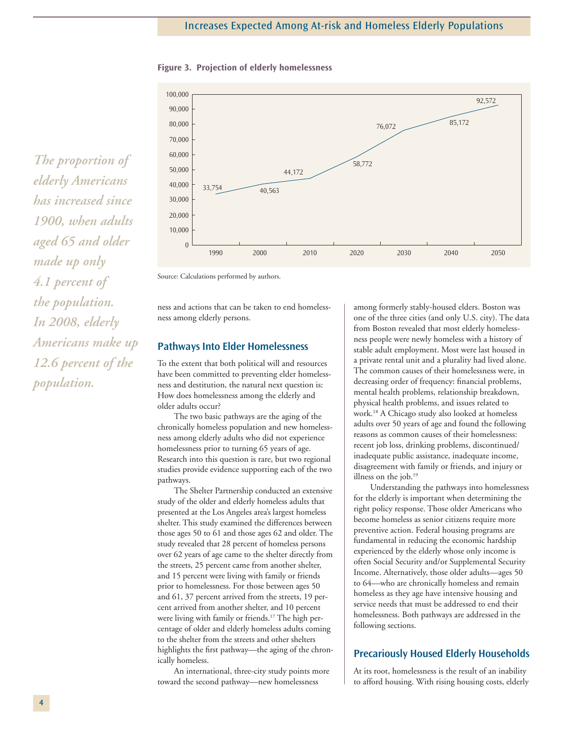**Figure 3. Projection of elderly homelessness**

| Year | Projected elderly homeless |
|---|---|
| 1990 | 33,754 |
| 2000 | 40,563 |
| 2010 | 44,172 |
| 2020 | 58,772 |
| 2030 | 76,072 |
| 2040 | 85,172 |
| 2050 | 92,572 |

Source: Calculations performed by authors.

*The proportion of elderly Americans has increased since 1900, when adults aged 65 and older made up only 4.1 percent of the population. In 2008, elderly Americans make up 12.6 percent of the population.*

ness and actions that can be taken to end homelessness among elderly persons.

## Pathways Into Elder Homelessness

To the extent that both political will and resources have been committed to preventing elder homelessness and destitution, the natural next question is: How does homelessness among the elderly and older adults occur?

The two basic pathways are the aging of the chronically homeless population and new homelessness among elderly adults who did not experience homelessness prior to turning 65 years of age. Research into this question is rare, but two regional studies provide evidence supporting each of the two pathways.

The Shelter Partnership conducted an extensive study of the older and elderly homeless adults that presented at the Los Angeles area's largest homeless shelter. This study examined the differences between those ages 50 to 61 and those ages 62 and older. The study revealed that 28 percent of homeless persons over 62 years of age came to the shelter directly from the streets, 25 percent came from another shelter, and 15 percent were living with family or friends prior to homelessness. For those between ages 50 and 61, 37 percent arrived from the streets, 19 percent arrived from another shelter, and 10 percent were living with family or friends.[17] The high percentage of older and elderly homeless adults coming to the shelter from the streets and other shelters highlights the first pathway—the aging of the chronically homeless.

An international, three-city study points more toward the second pathway—new homelessness among formerly stably-housed elders. Boston was one of the three cities (and only U.S. city). The data from Boston revealed that most elderly homelessness people were newly homeless with a history of stable adult employment. Most were last housed in a private rental unit and a plurality had lived alone. The common causes of their homelessness were, in decreasing order of frequency: financial problems, mental health problems, relationship breakdown, physical health problems, and issues related to work.[18] A Chicago study also looked at homeless adults over 50 years of age and found the following reasons as common causes of their homelessness: recent job loss, drinking problems, discontinued/inadequate public assistance, inadequate income, disagreement with family or friends, and injury or illness on the job.[19]

Understanding the pathways into homelessness for the elderly is important when determining the right policy response. Those older Americans who become homeless as senior citizens require more preventive action. Federal housing programs are fundamental in reducing the economic hardship experienced by the elderly whose only income is often Social Security and/or Supplemental Security Income. Alternatively, those older adults—ages 50 to 64—who are chronically homeless and remain homeless as they age have intensive housing and service needs that must be addressed to end their homelessness. Both pathways are addressed in the following sections.

## Precariously Housed Elderly Households

At its root, homelessness is the result of an inability to afford housing. With rising housing costs, elderly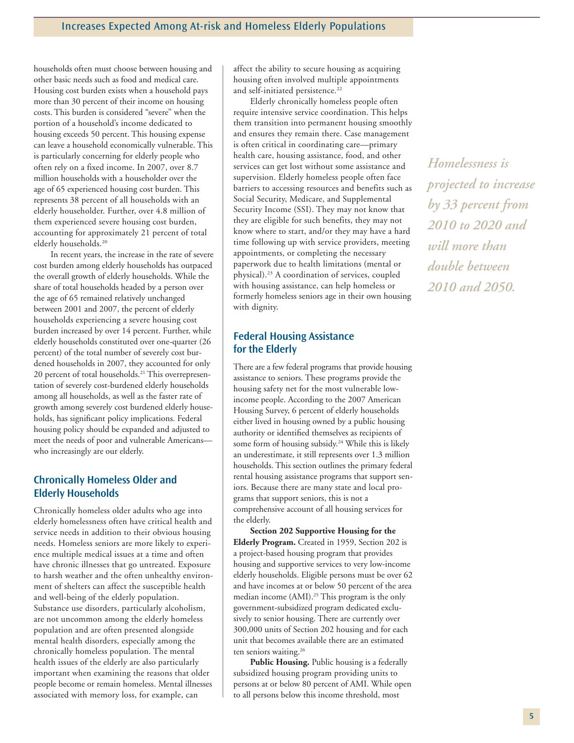households often must choose between housing and other basic needs such as food and medical care. Housing cost burden exists when a household pays more than 30 percent of their income on housing costs. This burden is considered "severe" when the portion of a household's income dedicated to housing exceeds 50 percent. This housing expense can leave a household economically vulnerable. This is particularly concerning for elderly people who often rely on a fixed income. In 2007, over 8.7 million households with a householder over the age of 65 experienced housing cost burden. This represents 38 percent of all households with an elderly householder. Further, over 4.8 million of them experienced severe housing cost burden, accounting for approximately 21 percent of total elderly households.[20]

In recent years, the increase in the rate of severe cost burden among elderly households has outpaced the overall growth of elderly households. While the share of total households headed by a person over the age of 65 remained relatively unchanged between 2001 and 2007, the percent of elderly households experiencing a severe housing cost burden increased by over 14 percent. Further, while elderly households constituted over one-quarter (26 percent) of the total number of severely cost burdened households in 2007, they accounted for only 20 percent of total households.[21] This overrepresentation of severely cost-burdened elderly households among all households, as well as the faster rate of growth among severely cost burdened elderly households, has significant policy implications. Federal housing policy should be expanded and adjusted to meet the needs of poor and vulnerable Americans—who increasingly are our elderly.

## Chronically Homeless Older and Elderly Households

Chronically homeless older adults who age into elderly homelessness often have critical health and service needs in addition to their obvious housing needs. Homeless seniors are more likely to experience multiple medical issues at a time and often have chronic illnesses that go untreated. Exposure to harsh weather and the often unhealthy environment of shelters can affect the susceptible health and well-being of the elderly population. Substance use disorders, particularly alcoholism, are not uncommon among the elderly homeless population and are often presented alongside mental health disorders, especially among the chronically homeless population. The mental health issues of the elderly are also particularly important when examining the reasons that older people become or remain homeless. Mental illnesses associated with memory loss, for example, can affect the ability to secure housing as acquiring housing often involved multiple appointments and self-initiated persistence.[22]

Elderly chronically homeless people often require intensive service coordination. This helps them transition into permanent housing smoothly and ensures they remain there. Case management is often critical in coordinating care—primary health care, housing assistance, food, and other services can get lost without some assistance and supervision. Elderly homeless people often face barriers to accessing resources and benefits such as Social Security, Medicare, and Supplemental Security Income (SSI). They may not know that they are eligible for such benefits, they may not know where to start, and/or they may have a hard time following up with service providers, meeting appointments, or completing the necessary paperwork due to health limitations (mental or physical).[23] A coordination of services, coupled with housing assistance, can help homeless or formerly homeless seniors age in their own housing with dignity.

*Homelessness is projected to increase by 33 percent from 2010 to 2020 and will more than double between 2010 and 2050.*

## Federal Housing Assistance for the Elderly

There are a few federal programs that provide housing assistance to seniors. These programs provide the housing safety net for the most vulnerable low-income people. According to the 2007 American Housing Survey, 6 percent of elderly households either lived in housing owned by a public housing authority or identified themselves as recipients of some form of housing subsidy.[24] While this is likely an underestimate, it still represents over 1.3 million households. This section outlines the primary federal rental housing assistance programs that support seniors. Because there are many state and local programs that support seniors, this is not a comprehensive account of all housing services for the elderly.

**Section 202 Supportive Housing for the Elderly Program.** Created in 1959, Section 202 is a project-based housing program that provides housing and supportive services to very low-income elderly households. Eligible persons must be over 62 and have incomes at or below 50 percent of the area median income (AMI).[25] This program is the only government-subsidized program dedicated exclusively to senior housing. There are currently over 300,000 units of Section 202 housing and for each unit that becomes available there are an estimated ten seniors waiting.[26]

**Public Housing.** Public housing is a federally subsidized housing program providing units to persons at or below 80 percent of AMI. While open to all persons below this income threshold, most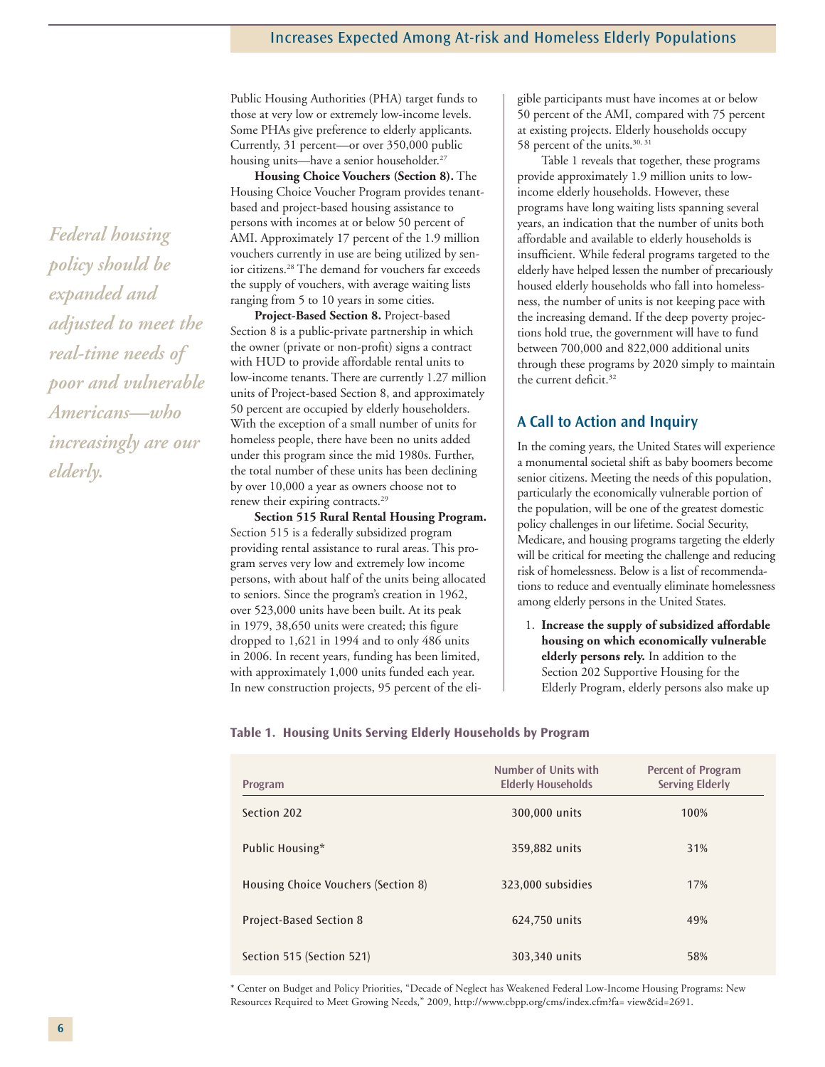*Federal housing policy should be expanded and adjusted to meet the real-time needs of poor and vulnerable Americans—who increasingly are our elderly.*

Public Housing Authorities (PHA) target funds to those at very low or extremely low-income levels. Some PHAs give preference to elderly applicants. Currently, 31 percent—or over 350,000 public housing units—have a senior householder.[27]

**Housing Choice Vouchers (Section 8).** The Housing Choice Voucher Program provides tenant-based and project-based housing assistance to persons with incomes at or below 50 percent of AMI. Approximately 17 percent of the 1.9 million vouchers currently in use are being utilized by senior citizens.[28] The demand for vouchers far exceeds the supply of vouchers, with average waiting lists ranging from 5 to 10 years in some cities.

**Project-Based Section 8.** Project-based Section 8 is a public-private partnership in which the owner (private or non-profit) signs a contract with HUD to provide affordable rental units to low-income tenants. There are currently 1.27 million units of Project-based Section 8, and approximately 50 percent are occupied by elderly householders. With the exception of a small number of units for homeless people, there have been no units added under this program since the mid 1980s. Further, the total number of these units has been declining by over 10,000 a year as owners choose not to renew their expiring contracts.[29]

**Section 515 Rural Rental Housing Program.** Section 515 is a federally subsidized program providing rental assistance to rural areas. This program serves very low and extremely low income persons, with about half of the units being allocated to seniors. Since the program's creation in 1962, over 523,000 units have been built. At its peak in 1979, 38,650 units were created; this figure dropped to 1,621 in 1994 and to only 486 units in 2006. In recent years, funding has been limited, with approximately 1,000 units funded each year. In new construction projects, 95 percent of the eligible participants must have incomes at or below 50 percent of the AMI, compared with 75 percent at existing projects. Elderly households occupy 58 percent of the units.[30, 31]

Table 1 reveals that together, these programs provide approximately 1.9 million units to low-income elderly households. However, these programs have long waiting lists spanning several years, an indication that the number of units both affordable and available to elderly households is insufficient. While federal programs targeted to the elderly have helped lessen the number of precariously housed elderly households who fall into homelessness, the number of units is not keeping pace with the increasing demand. If the deep poverty projections hold true, the government will have to fund between 700,000 and 822,000 additional units through these programs by 2020 simply to maintain the current deficit.[32]

## A Call to Action and Inquiry

In the coming years, the United States will experience a monumental societal shift as baby boomers become senior citizens. Meeting the needs of this population, particularly the economically vulnerable portion of the population, will be one of the greatest domestic policy challenges in our lifetime. Social Security, Medicare, and housing programs targeting the elderly will be critical for meeting the challenge and reducing risk of homelessness. Below is a list of recommendations to reduce and eventually eliminate homelessness among elderly persons in the United States.

1. **Increase the supply of subsidized affordable housing on which economically vulnerable elderly persons rely.** In addition to the Section 202 Supportive Housing for the Elderly Program, elderly persons also make up

**Table 1. Housing Units Serving Elderly Households by Program**

| Program | Number of Units with Elderly Households | Percent of Program Serving Elderly |
|---|---|---|
| Section 202 | 300,000 units | 100% |
| Public Housing* | 359,882 units | 31% |
| Housing Choice Vouchers (Section 8) | 323,000 subsidies | 17% |
| Project-Based Section 8 | 624,750 units | 49% |
| Section 515 (Section 521) | 303,340 units | 58% |

* Center on Budget and Policy Priorities, "Decade of Neglect has Weakened Federal Low-Income Housing Programs: New Resources Required to Meet Growing Needs," 2009, http://www.cbpp.org/cms/index.cfm?fa= view&id=2691.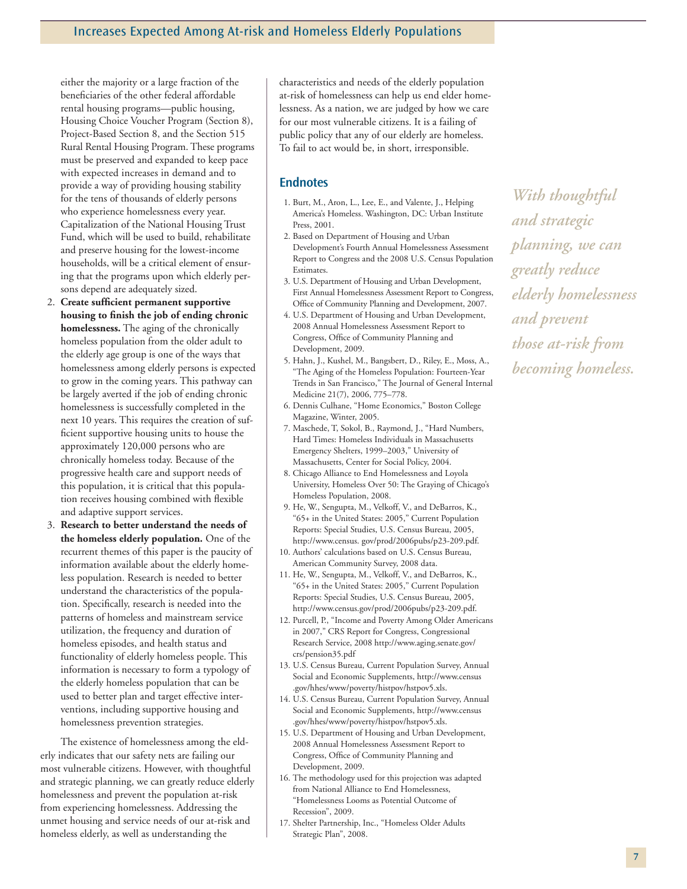either the majority or a large fraction of the beneficiaries of the other federal affordable rental housing programs—public housing, Housing Choice Voucher Program (Section 8), Project-Based Section 8, and the Section 515 Rural Rental Housing Program. These programs must be preserved and expanded to keep pace with expected increases in demand and to provide a way of providing housing stability for the tens of thousands of elderly persons who experience homelessness every year. Capitalization of the National Housing Trust Fund, which will be used to build, rehabilitate and preserve housing for the lowest-income households, will be a critical element of ensuring that the programs upon which elderly persons depend are adequately sized.

2. **Create sufficient permanent supportive housing to finish the job of ending chronic homelessness.** The aging of the chronically homeless population from the older adult to the elderly age group is one of the ways that homelessness among elderly persons is expected to grow in the coming years. This pathway can be largely averted if the job of ending chronic homelessness is successfully completed in the next 10 years. This requires the creation of sufficient supportive housing units to house the approximately 120,000 persons who are chronically homeless today. Because of the progressive health care and support needs of this population, it is critical that this population receives housing combined with flexible and adaptive support services.
3. **Research to better understand the needs of the homeless elderly population.** One of the recurrent themes of this paper is the paucity of information available about the elderly homeless population. Research is needed to better understand the characteristics of the population. Specifically, research is needed into the patterns of homeless and mainstream service utilization, the frequency and duration of homeless episodes, and health status and functionality of elderly homeless people. This information is necessary to form a typology of the elderly homeless population that can be used to better plan and target effective interventions, including supportive housing and homelessness prevention strategies.

The existence of homelessness among the elderly indicates that our safety nets are failing our most vulnerable citizens. However, with thoughtful and strategic planning, we can greatly reduce elderly homelessness and prevent the population at-risk from experiencing homelessness. Addressing the unmet housing and service needs of our at-risk and homeless elderly, as well as understanding the characteristics and needs of the elderly population at-risk of homelessness can help us end elder homelessness. As a nation, we are judged by how we care for our most vulnerable citizens. It is a failing of public policy that any of our elderly are homeless. To fail to act would be, in short, irresponsible.

*With thoughtful and strategic planning, we can greatly reduce elderly homelessness and prevent those at-risk from becoming homeless.*

## Endnotes

1. Burt, M., Aron, L., Lee, E., and Valente, J., Helping America's Homeless. Washington, DC: Urban Institute Press, 2001.
2. Based on Department of Housing and Urban Development's Fourth Annual Homelessness Assessment Report to Congress and the 2008 U.S. Census Population Estimates.
3. U.S. Department of Housing and Urban Development, First Annual Homelessness Assessment Report to Congress, Office of Community Planning and Development, 2007.
4. U.S. Department of Housing and Urban Development, 2008 Annual Homelessness Assessment Report to Congress, Office of Community Planning and Development, 2009.
5. Hahn, J., Kushel, M., Bangsbert, D., Riley, E., Moss, A., "The Aging of the Homeless Population: Fourteen-Year Trends in San Francisco," The Journal of General Internal Medicine 21(7), 2006, 775–778.
6. Dennis Culhane, "Home Economics," Boston College Magazine, Winter, 2005.
7. Maschede, T, Sokol, B., Raymond, J., "Hard Numbers, Hard Times: Homeless Individuals in Massachusetts Emergency Shelters, 1999–2003," University of Massachusetts, Center for Social Policy, 2004.
8. Chicago Alliance to End Homelessness and Loyola University, Homeless Over 50: The Graying of Chicago's Homeless Population, 2008.
9. He, W., Sengupta, M., Velkoff, V., and DeBarros, K., "65+ in the United States: 2005," Current Population Reports: Special Studies, U.S. Census Bureau, 2005, http://www.census. gov/prod/2006pubs/p23-209.pdf.
10. Authors' calculations based on U.S. Census Bureau, American Community Survey, 2008 data.
11. He, W., Sengupta, M., Velkoff, V., and DeBarros, K., "65+ in the United States: 2005," Current Population Reports: Special Studies, U.S. Census Bureau, 2005, http://www.census.gov/prod/2006pubs/p23-209.pdf.
12. Purcell, P., "Income and Poverty Among Older Americans in 2007," CRS Report for Congress, Congressional Research Service, 2008 http://www.aging.senate.gov/crs/pension35.pdf
13. U.S. Census Bureau, Current Population Survey, Annual Social and Economic Supplements, http://www.census.gov/hhes/www/poverty/histpov/hstpov5.xls.
14. U.S. Census Bureau, Current Population Survey, Annual Social and Economic Supplements, http://www.census.gov/hhes/www/poverty/histpov/hstpov5.xls.
15. U.S. Department of Housing and Urban Development, 2008 Annual Homelessness Assessment Report to Congress, Office of Community Planning and Development, 2009.
16. The methodology used for this projection was adapted from National Alliance to End Homelessness, "Homelessness Looms as Potential Outcome of Recession", 2009.
17. Shelter Partnership, Inc., "Homeless Older Adults Strategic Plan", 2008.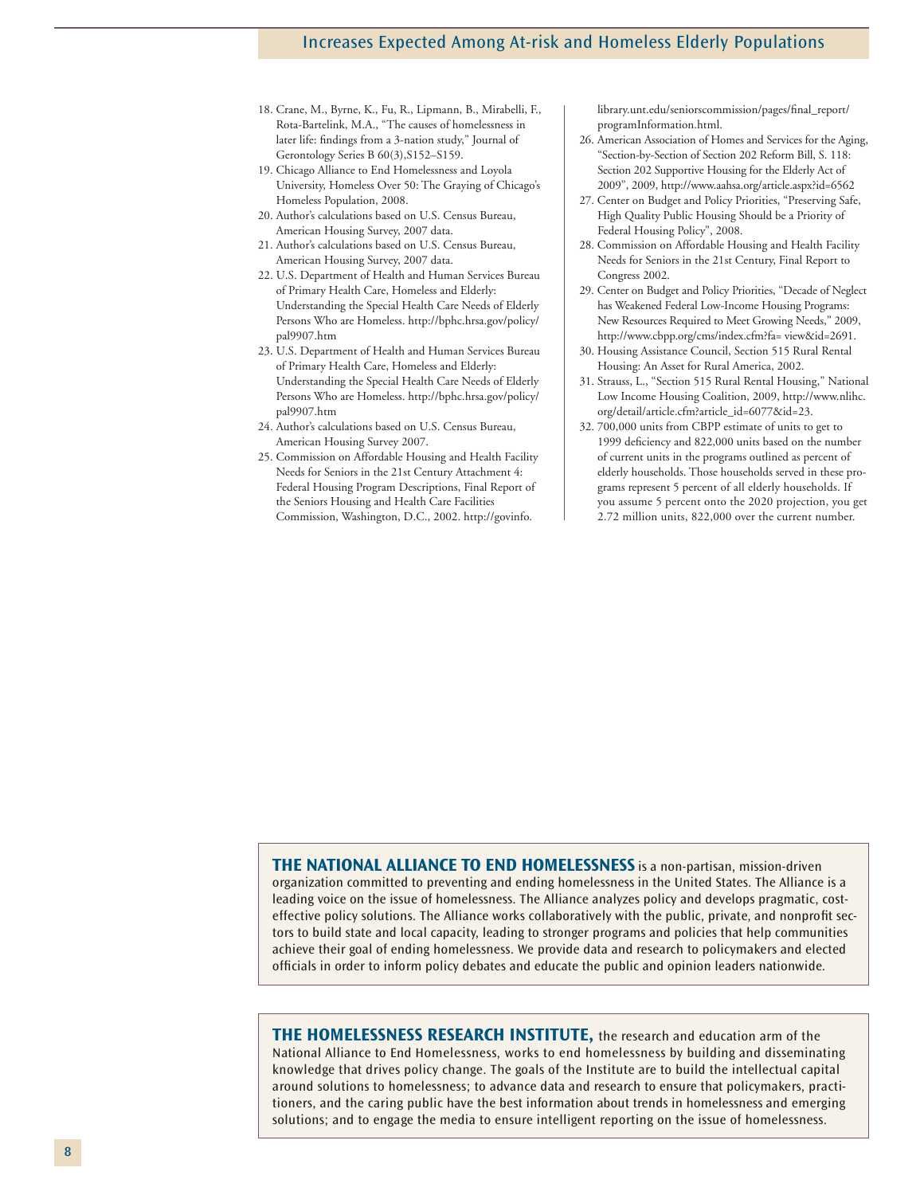18. Crane, M., Byrne, K., Fu, R., Lipmann, B., Mirabelli, F., Rota-Bartelink, M.A., "The causes of homelessness in later life: findings from a 3-nation study," Journal of Gerontology Series B 60(3),S152–S159.
19. Chicago Alliance to End Homelessness and Loyola University, Homeless Over 50: The Graying of Chicago's Homeless Population, 2008.
20. Author's calculations based on U.S. Census Bureau, American Housing Survey, 2007 data.
21. Author's calculations based on U.S. Census Bureau, American Housing Survey, 2007 data.
22. U.S. Department of Health and Human Services Bureau of Primary Health Care, Homeless and Elderly: Understanding the Special Health Care Needs of Elderly Persons Who are Homeless. http://bphc.hrsa.gov/policy/pal9907.htm
23. U.S. Department of Health and Human Services Bureau of Primary Health Care, Homeless and Elderly: Understanding the Special Health Care Needs of Elderly Persons Who are Homeless. http://bphc.hrsa.gov/policy/pal9907.htm
24. Author's calculations based on U.S. Census Bureau, American Housing Survey 2007.
25. Commission on Affordable Housing and Health Facility Needs for Seniors in the 21st Century Attachment 4: Federal Housing Program Descriptions, Final Report of the Seniors Housing and Health Care Facilities Commission, Washington, D.C., 2002. http://govinfo.library.unt.edu/seniorscommission/pages/final_report/programInformation.html.
26. American Association of Homes and Services for the Aging, "Section-by-Section of Section 202 Reform Bill, S. 118: Section 202 Supportive Housing for the Elderly Act of 2009", 2009, http://www.aahsa.org/article.aspx?id=6562
27. Center on Budget and Policy Priorities, "Preserving Safe, High Quality Public Housing Should be a Priority of Federal Housing Policy", 2008.
28. Commission on Affordable Housing and Health Facility Needs for Seniors in the 21st Century, Final Report to Congress 2002.
29. Center on Budget and Policy Priorities, "Decade of Neglect has Weakened Federal Low-Income Housing Programs: New Resources Required to Meet Growing Needs," 2009, http://www.cbpp.org/cms/index.cfm?fa= view&id=2691.
30. Housing Assistance Council, Section 515 Rural Rental Housing: An Asset for Rural America, 2002.
31. Strauss, L., "Section 515 Rural Rental Housing," National Low Income Housing Coalition, 2009, http://www.nlihc.org/detail/article.cfm?article_id=6077&id=23.
32. 700,000 units from CBPP estimate of units to get to 1999 deficiency and 822,000 units based on the number of current units in the programs outlined as percent of elderly households. Those households served in these programs represent 5 percent of all elderly households. If you assume 5 percent onto the 2020 projection, you get 2.72 million units, 822,000 over the current number.

**THE NATIONAL ALLIANCE TO END HOMELESSNESS** is a non-partisan, mission-driven organization committed to preventing and ending homelessness in the United States. The Alliance is a leading voice on the issue of homelessness. The Alliance analyzes policy and develops pragmatic, cost-effective policy solutions. The Alliance works collaboratively with the public, private, and nonprofit sectors to build state and local capacity, leading to stronger programs and policies that help communities achieve their goal of ending homelessness. We provide data and research to policymakers and elected officials in order to inform policy debates and educate the public and opinion leaders nationwide.

**THE HOMELESSNESS RESEARCH INSTITUTE,** the research and education arm of the National Alliance to End Homelessness, works to end homelessness by building and disseminating knowledge that drives policy change. The goals of the Institute are to build the intellectual capital around solutions to homelessness; to advance data and research to ensure that policymakers, practitioners, and the caring public have the best information about trends in homelessness and emerging solutions; and to engage the media to ensure intelligent reporting on the issue of homelessness.